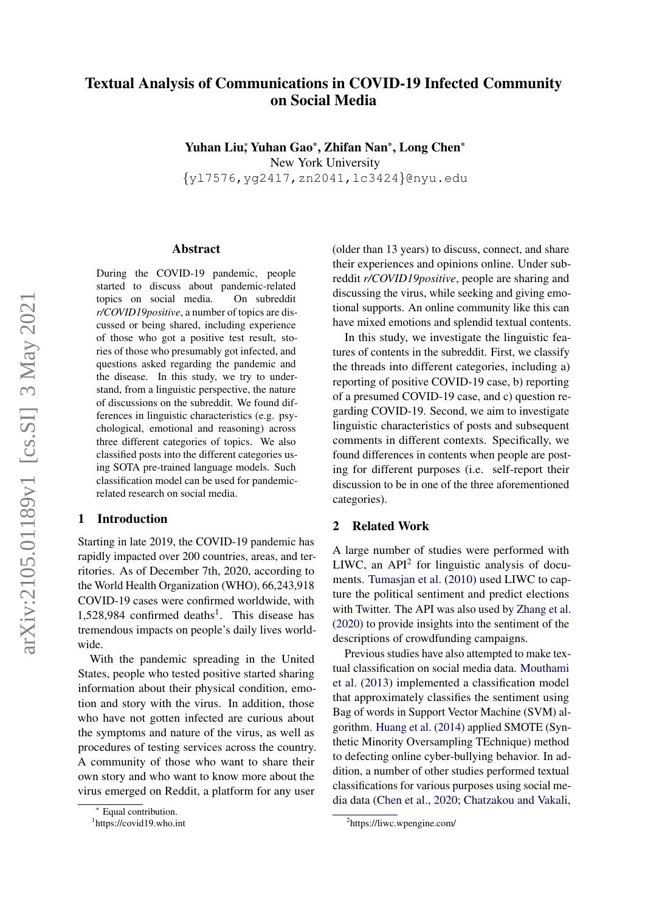# Textual Analysis of Communications in COVID-19 Infected Community on Social Media

**Yuhan Liu**[*], **Yuhan Gao**[*], **Zhifan Nan**[*], **Long Chen**[*]
New York University
{yl7576,yg2417,zn2041,lc3424}@nyu.edu

## Abstract

During the COVID-19 pandemic, people started to discuss about pandemic-related topics on social media. On subreddit *r/COVID19positive*, a number of topics are discussed or being shared, including experience of those who got a positive test result, stories of those who presumably got infected, and questions asked regarding the pandemic and the disease. In this study, we try to understand, from a linguistic perspective, the nature of discussions on the subreddit. We found differences in linguistic characteristics (e.g. psychological, emotional and reasoning) across three different categories of topics. We also classified posts into the different categories using SOTA pre-trained language models. Such classification model can be used for pandemic-related research on social media.

## 1 Introduction

Starting in late 2019, the COVID-19 pandemic has rapidly impacted over 200 countries, areas, and territories. As of December 7th, 2020, according to the World Health Organization (WHO), 66,243,918 COVID-19 cases were confirmed worldwide, with 1,528,984 confirmed deaths[1]. This disease has tremendous impacts on people's daily lives worldwide.

With the pandemic spreading in the United States, people who tested positive started sharing information about their physical condition, emotion and story with the virus. In addition, those who have not gotten infected are curious about the symptoms and nature of the virus, as well as procedures of testing services across the country. A community of those who want to share their own story and who want to know more about the virus emerged on Reddit, a platform for any user (older than 13 years) to discuss, connect, and share their experiences and opinions online. Under subreddit *r/COVID19positive*, people are sharing and discussing the virus, while seeking and giving emotional supports. An online community like this can have mixed emotions and splendid textual contents.

In this study, we investigate the linguistic features of contents in the subreddit. First, we classify the threads into different categories, including a) reporting of positive COVID-19 case, b) reporting of a presumed COVID-19 case, and c) question regarding COVID-19. Second, we aim to investigate linguistic characteristics of posts and subsequent comments in different contexts. Specifically, we found differences in contents when people are posting for different purposes (i.e. self-report their discussion to be in one of the three aforementioned categories).

## 2 Related Work

A large number of studies were performed with LIWC, an API[2] for linguistic analysis of documents. Tumasjan et al. (2010) used LIWC to capture the political sentiment and predict elections with Twitter. The API was also used by Zhang et al. (2020) to provide insights into the sentiment of the descriptions of crowdfunding campaigns.

Previous studies have also attempted to make textual classification on social media data. Mouthami et al. (2013) implemented a classification model that approximately classifies the sentiment using Bag of words in Support Vector Machine (SVM) algorithm. Huang et al. (2014) applied SMOTE (Synthetic Minority Oversampling TEchnique) method to defecting online cyber-bullying behavior. In addition, a number of other studies performed textual classifications for various purposes using social media data (Chen et al., 2020; Chatzakou and Vakali,

[*] Equal contribution.

[1] https://covid19.who.int

[2] https://liwc.wpengine.com/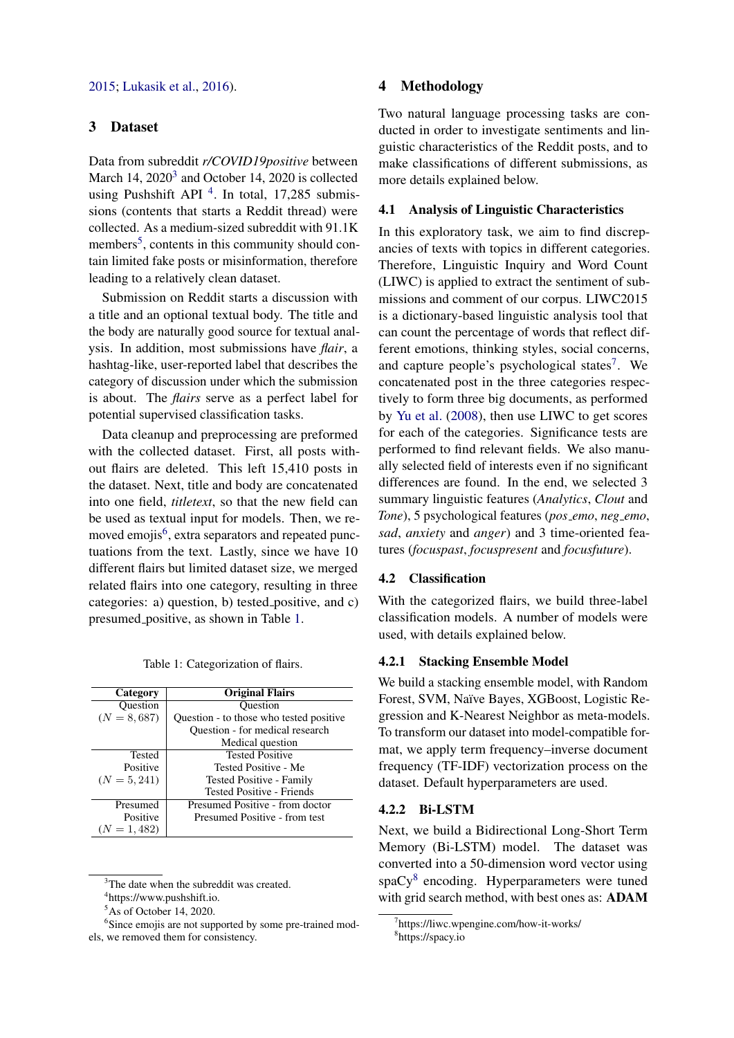2015; Lukasik et al., 2016).

## 3 Dataset

Data from subreddit *r/COVID19positive* between March 14, 2020[3] and October 14, 2020 is collected using Pushshift API [4]. In total, 17,285 submissions (contents that starts a Reddit thread) were collected. As a medium-sized subreddit with 91.1K members[5], contents in this community should contain limited fake posts or misinformation, therefore leading to a relatively clean dataset.

Submission on Reddit starts a discussion with a title and an optional textual body. The title and the body are naturally good source for textual analysis. In addition, most submissions have *flair*, a hashtag-like, user-reported label that describes the category of discussion under which the submission is about. The *flairs* serve as a perfect label for potential supervised classification tasks.

Data cleanup and preprocessing are preformed with the collected dataset. First, all posts without flairs are deleted. This left 15,410 posts in the dataset. Next, title and body are concatenated into one field, *titletext*, so that the new field can be used as textual input for models. Then, we removed emojis[6], extra separators and repeated punctuations from the text. Lastly, since we have 10 different flairs but limited dataset size, we merged related flairs into one category, resulting in three categories: a) question, b) tested_positive, and c) presumed_positive, as shown in Table 1.

Table 1: Categorization of flairs.

| Category | Original Flairs |
|---|---|
| Question ($N = 8,687$) | Question<br>Question - to those who tested positive<br>Question - for medical research<br>Medical question |
| Tested Positive ($N = 5,241$) | Tested Positive<br>Tested Positive - Me<br>Tested Positive - Family<br>Tested Positive - Friends |
| Presumed Positive ($N = 1,482$) | Presumed Positive - from doctor<br>Presumed Positive - from test |

## 4 Methodology

Two natural language processing tasks are conducted in order to investigate sentiments and linguistic characteristics of the Reddit posts, and to make classifications of different submissions, as more details explained below.

### 4.1 Analysis of Linguistic Characteristics

In this exploratory task, we aim to find discrepancies of texts with topics in different categories. Therefore, Linguistic Inquiry and Word Count (LIWC) is applied to extract the sentiment of submissions and comment of our corpus. LIWC2015 is a dictionary-based linguistic analysis tool that can count the percentage of words that reflect different emotions, thinking styles, social concerns, and capture people's psychological states[7]. We concatenated post in the three categories respectively to form three big documents, as performed by Yu et al. (2008), then use LIWC to get scores for each of the categories. Significance tests are performed to find relevant fields. We also manually selected field of interests even if no significant differences are found. In the end, we selected 3 summary linguistic features (*Analytics*, *Clout* and *Tone*), 5 psychological features (*pos_emo*, *neg_emo*, *sad*, *anxiety* and *anger*) and 3 time-oriented features (*focuspast*, *focuspresent* and *focusfuture*).

### 4.2 Classification

With the categorized flairs, we build three-label classification models. A number of models were used, with details explained below.

#### 4.2.1 Stacking Ensemble Model

We build a stacking ensemble model, with Random Forest, SVM, Naïve Bayes, XGBoost, Logistic Regression and K-Nearest Neighbor as meta-models. To transform our dataset into model-compatible format, we apply term frequency–inverse document frequency (TF-IDF) vectorization process on the dataset. Default hyperparameters are used.

#### 4.2.2 Bi-LSTM

Next, we build a Bidirectional Long-Short Term Memory (Bi-LSTM) model. The dataset was converted into a 50-dimension word vector using spaCy[8] encoding. Hyperparameters were tuned with grid search method, with best ones as: **ADAM**

---

[3] The date when the subreddit was created.

[4] https://www.pushshift.io.

[5] As of October 14, 2020.

[6] Since emojis are not supported by some pre-trained models, we removed them for consistency.

[7] https://liwc.wpengine.com/how-it-works/

[8] https://spacy.io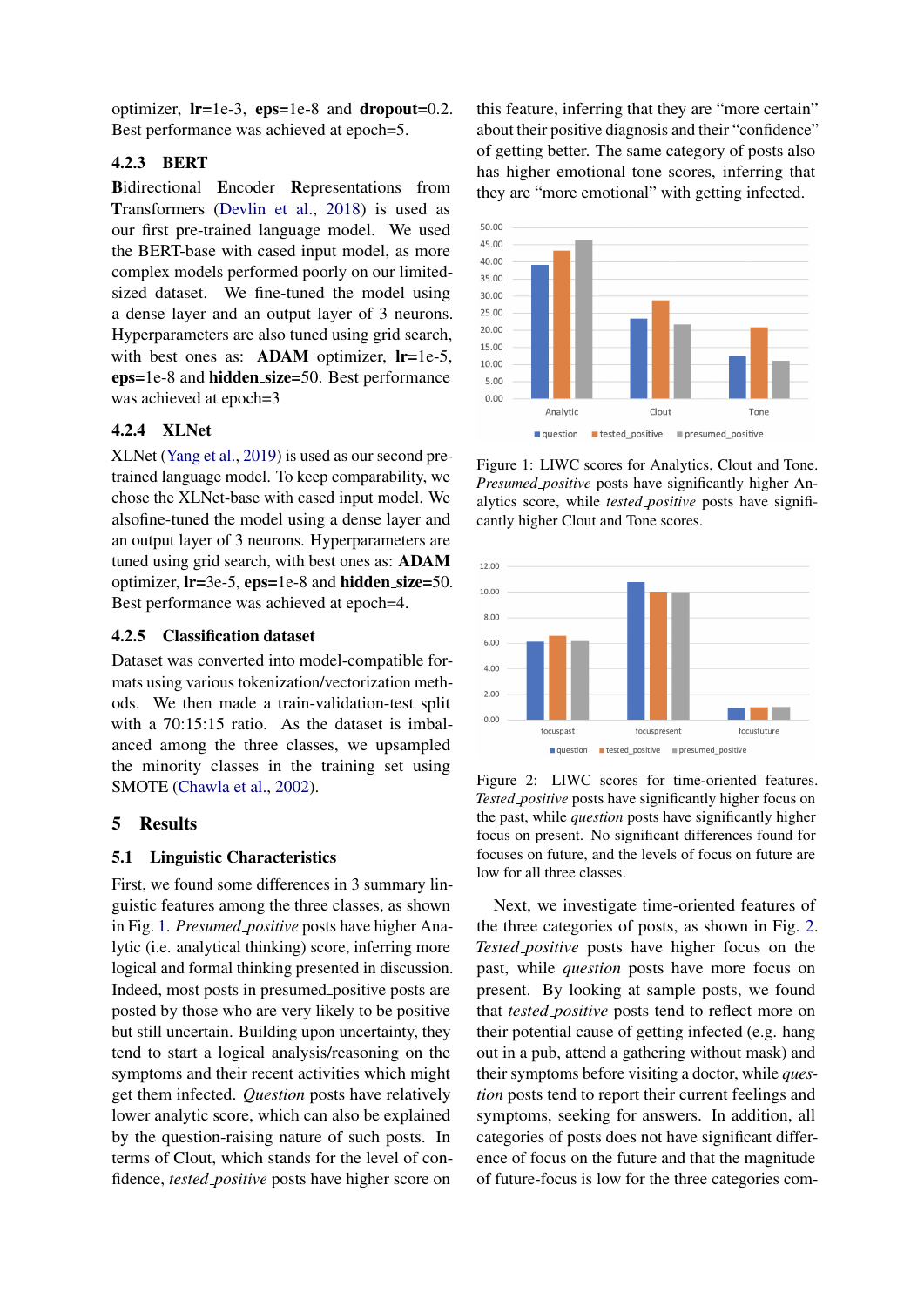optimizer, **lr**=1e-3, **eps**=1e-8 and **dropout**=0.2. Best performance was achieved at epoch=5.

### 4.2.3 BERT

**B**idirectional **E**ncoder **R**epresentations from **T**ransformers (Devlin et al., 2018) is used as our first pre-trained language model. We used the BERT-base with cased input model, as more complex models performed poorly on our limited-sized dataset. We fine-tuned the model using a dense layer and an output layer of 3 neurons. Hyperparameters are also tuned using grid search, with best ones as: **ADAM** optimizer, **lr**=1e-5, **eps**=1e-8 and **hidden_size**=50. Best performance was achieved at epoch=3

### 4.2.4 XLNet

XLNet (Yang et al., 2019) is used as our second pre-trained language model. To keep comparability, we chose the XLNet-base with cased input model. We alsofine-tuned the model using a dense layer and an output layer of 3 neurons. Hyperparameters are tuned using grid search, with best ones as: **ADAM** optimizer, **lr**=3e-5, **eps**=1e-8 and **hidden_size**=50. Best performance was achieved at epoch=4.

### 4.2.5 Classification dataset

Dataset was converted into model-compatible formats using various tokenization/vectorization methods. We then made a train-validation-test split with a 70:15:15 ratio. As the dataset is imbalanced among the three classes, we upsampled the minority classes in the training set using SMOTE (Chawla et al., 2002).

## 5 Results

### 5.1 Linguistic Characteristics

First, we found some differences in 3 summary linguistic features among the three classes, as shown in Fig. 1. *Presumed_positive* posts have higher Analytic (i.e. analytical thinking) score, inferring more logical and formal thinking presented in discussion. Indeed, most posts in presumed_positive posts are posted by those who are very likely to be positive but still uncertain. Building upon uncertainty, they tend to start a logical analysis/reasoning on the symptoms and their recent activities which might get them infected. *Question* posts have relatively lower analytic score, which can also be explained by the question-raising nature of such posts. In terms of Clout, which stands for the level of confidence, *tested_positive* posts have higher score on this feature, inferring that they are "more certain" about their positive diagnosis and their "confidence" of getting better. The same category of posts also has higher emotional tone scores, inferring that they are "more emotional" with getting infected.

Figure 1: LIWC scores for Analytics, Clout and Tone. *Presumed_positive* posts have significantly higher Analytics score, while *tested_positive* posts have significantly higher Clout and Tone scores.

Figure 2: LIWC scores for time-oriented features. *Tested_positive* posts have significantly higher focus on the past, while *question* posts have significantly higher focus on present. No significant differences found for focuses on future, and the levels of focus on future are low for all three classes.

Next, we investigate time-oriented features of the three categories of posts, as shown in Fig. 2. *Tested_positive* posts have higher focus on the past, while *question* posts have more focus on present. By looking at sample posts, we found that *tested_positive* posts tend to reflect more on their potential cause of getting infected (e.g. hang out in a pub, attend a gathering without mask) and their symptoms before visiting a doctor, while *question* posts tend to report their current feelings and symptoms, seeking for answers. In addition, all categories of posts does not have significant difference of focus on the future and that the magnitude of future-focus is low for the three categories com-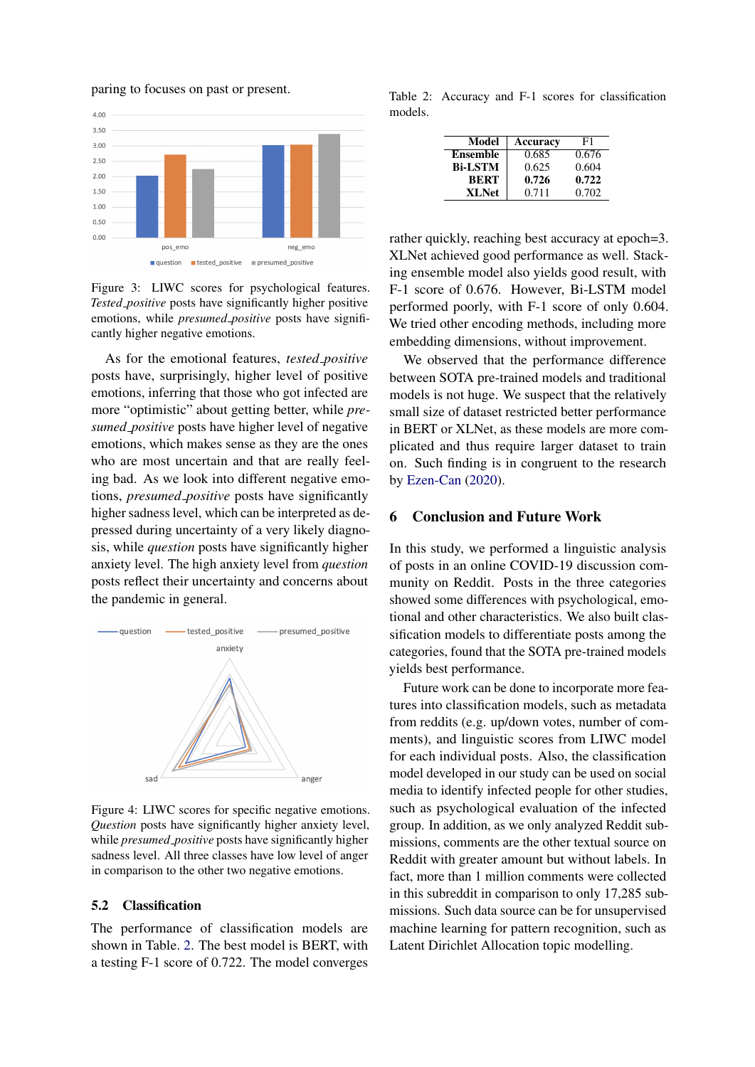paring to focuses on past or present.

Figure 3: LIWC scores for psychological features. *Tested_positive* posts have significantly higher positive emotions, while *presumed_positive* posts have significantly higher negative emotions.

As for the emotional features, *tested_positive* posts have, surprisingly, higher level of positive emotions, inferring that those who got infected are more "optimistic" about getting better, while *presumed_positive* posts have higher level of negative emotions, which makes sense as they are the ones who are most uncertain and that are really feeling bad. As we look into different negative emotions, *presumed_positive* posts have significantly higher sadness level, which can be interpreted as depressed during uncertainty of a very likely diagnosis, while *question* posts have significantly higher anxiety level. The high anxiety level from *question* posts reflect their uncertainty and concerns about the pandemic in general.

Figure 4: LIWC scores for specific negative emotions. *Question* posts have significantly higher anxiety level, while *presumed_positive* posts have significantly higher sadness level. All three classes have low level of anger in comparison to the other two negative emotions.

### 5.2 Classification

The performance of classification models are shown in Table. 2. The best model is BERT, with a testing F-1 score of 0.722. The model converges rather quickly, reaching best accuracy at epoch=3. XLNet achieved good performance as well. Stacking ensemble model also yields good result, with F-1 score of 0.676. However, Bi-LSTM model performed poorly, with F-1 score of only 0.604. We tried other encoding methods, including more embedding dimensions, without improvement.

Table 2: Accuracy and F-1 scores for classification models.

| Model | Accuracy | F1 |
|---|---|---|
| **Ensemble** | 0.685 | 0.676 |
| **Bi-LSTM** | 0.625 | 0.604 |
| **BERT** | **0.726** | **0.722** |
| **XLNet** | 0.711 | 0.702 |

We observed that the performance difference between SOTA pre-trained models and traditional models is not huge. We suspect that the relatively small size of dataset restricted better performance in BERT or XLNet, as these models are more complicated and thus require larger dataset to train on. Such finding is in congruent to the research by Ezen-Can (2020).

## 6 Conclusion and Future Work

In this study, we performed a linguistic analysis of posts in an online COVID-19 discussion community on Reddit. Posts in the three categories showed some differences with psychological, emotional and other characteristics. We also built classification models to differentiate posts among the categories, found that the SOTA pre-trained models yields best performance.

Future work can be done to incorporate more features into classification models, such as metadata from reddits (e.g. up/down votes, number of comments), and linguistic scores from LIWC model for each individual posts. Also, the classification model developed in our study can be used on social media to identify infected people for other studies, such as psychological evaluation of the infected group. In addition, as we only analyzed Reddit submissions, comments are the other textual source on Reddit with greater amount but without labels. In fact, more than 1 million comments were collected in this subreddit in comparison to only 17,285 submissions. Such data source can be for unsupervised machine learning for pattern recognition, such as Latent Dirichlet Allocation topic modelling.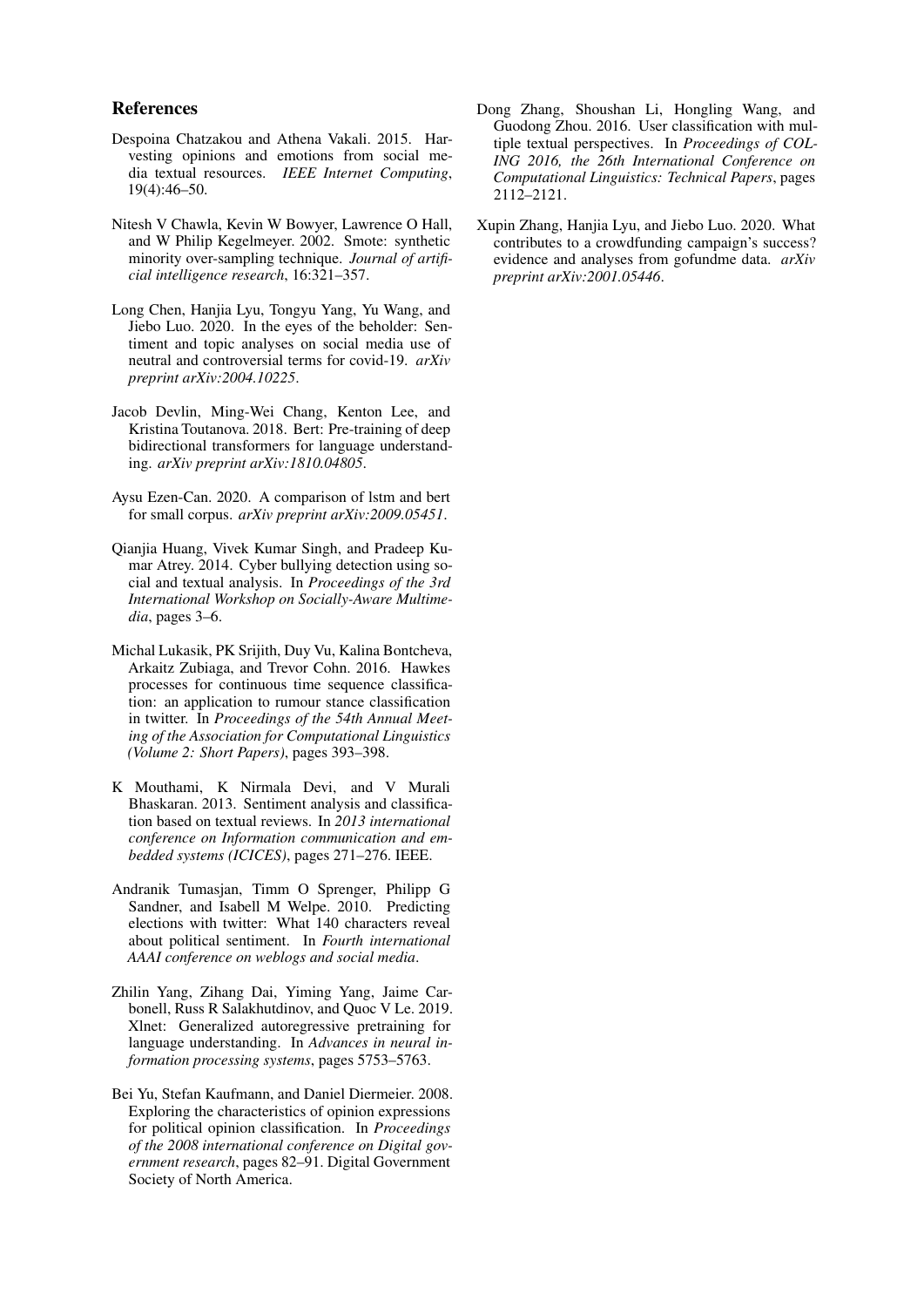## References

Despoina Chatzakou and Athena Vakali. 2015. Harvesting opinions and emotions from social media textual resources. *IEEE Internet Computing*, 19(4):46–50.

Nitesh V Chawla, Kevin W Bowyer, Lawrence O Hall, and W Philip Kegelmeyer. 2002. Smote: synthetic minority over-sampling technique. *Journal of artificial intelligence research*, 16:321–357.

Long Chen, Hanjia Lyu, Tongyu Yang, Yu Wang, and Jiebo Luo. 2020. In the eyes of the beholder: Sentiment and topic analyses on social media use of neutral and controversial terms for covid-19. *arXiv preprint arXiv:2004.10225*.

Jacob Devlin, Ming-Wei Chang, Kenton Lee, and Kristina Toutanova. 2018. Bert: Pre-training of deep bidirectional transformers for language understanding. *arXiv preprint arXiv:1810.04805*.

Aysu Ezen-Can. 2020. A comparison of lstm and bert for small corpus. *arXiv preprint arXiv:2009.05451*.

Qianjia Huang, Vivek Kumar Singh, and Pradeep Kumar Atrey. 2014. Cyber bullying detection using social and textual analysis. In *Proceedings of the 3rd International Workshop on Socially-Aware Multimedia*, pages 3–6.

Michal Lukasik, PK Srijith, Duy Vu, Kalina Bontcheva, Arkaitz Zubiaga, and Trevor Cohn. 2016. Hawkes processes for continuous time sequence classification: an application to rumour stance classification in twitter. In *Proceedings of the 54th Annual Meeting of the Association for Computational Linguistics (Volume 2: Short Papers)*, pages 393–398.

K Mouthami, K Nirmala Devi, and V Murali Bhaskaran. 2013. Sentiment analysis and classification based on textual reviews. In *2013 international conference on Information communication and embedded systems (ICICES)*, pages 271–276. IEEE.

Andranik Tumasjan, Timm O Sprenger, Philipp G Sandner, and Isabell M Welpe. 2010. Predicting elections with twitter: What 140 characters reveal about political sentiment. In *Fourth international AAAI conference on weblogs and social media*.

Zhilin Yang, Zihang Dai, Yiming Yang, Jaime Carbonell, Russ R Salakhutdinov, and Quoc V Le. 2019. Xlnet: Generalized autoregressive pretraining for language understanding. In *Advances in neural information processing systems*, pages 5753–5763.

Bei Yu, Stefan Kaufmann, and Daniel Diermeier. 2008. Exploring the characteristics of opinion expressions for political opinion classification. In *Proceedings of the 2008 international conference on Digital government research*, pages 82–91. Digital Government Society of North America.

Dong Zhang, Shoushan Li, Hongling Wang, and Guodong Zhou. 2016. User classification with multiple textual perspectives. In *Proceedings of COLING 2016, the 26th International Conference on Computational Linguistics: Technical Papers*, pages 2112–2121.

Xupin Zhang, Hanjia Lyu, and Jiebo Luo. 2020. What contributes to a crowdfunding campaign's success? evidence and analyses from gofundme data. *arXiv preprint arXiv:2001.05446*.